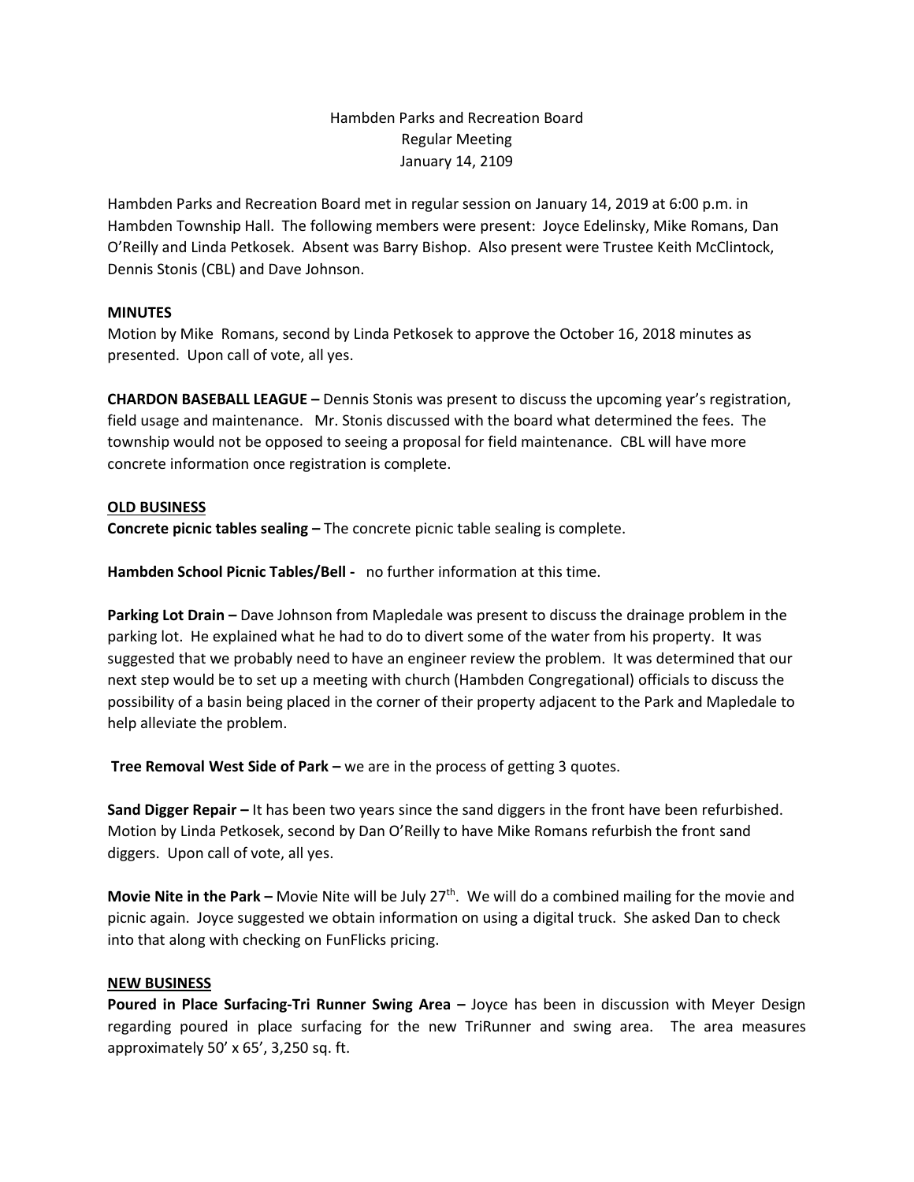Hambden Parks and Recreation Board
Regular Meeting
January 14, 2109

Hambden Parks and Recreation Board met in regular session on January 14, 2019 at 6:00 p.m. in Hambden Township Hall. The following members were present: Joyce Edelinsky, Mike Romans, Dan O'Reilly and Linda Petkosek. Absent was Barry Bishop. Also present were Trustee Keith McClintock, Dennis Stonis (CBL) and Dave Johnson.

**MINUTES**
Motion by Mike Romans, second by Linda Petkosek to approve the October 16, 2018 minutes as presented. Upon call of vote, all yes.

**CHARDON BASEBALL LEAGUE –** Dennis Stonis was present to discuss the upcoming year's registration, field usage and maintenance. Mr. Stonis discussed with the board what determined the fees. The township would not be opposed to seeing a proposal for field maintenance. CBL will have more concrete information once registration is complete.

**OLD BUSINESS**

**Concrete picnic tables sealing –** The concrete picnic table sealing is complete.

**Hambden School Picnic Tables/Bell -** no further information at this time.

**Parking Lot Drain –** Dave Johnson from Mapledale was present to discuss the drainage problem in the parking lot. He explained what he had to do to divert some of the water from his property. It was suggested that we probably need to have an engineer review the problem. It was determined that our next step would be to set up a meeting with church (Hambden Congregational) officials to discuss the possibility of a basin being placed in the corner of their property adjacent to the Park and Mapledale to help alleviate the problem.

**Tree Removal West Side of Park –** we are in the process of getting 3 quotes.

**Sand Digger Repair –** It has been two years since the sand diggers in the front have been refurbished. Motion by Linda Petkosek, second by Dan O'Reilly to have Mike Romans refurbish the front sand diggers. Upon call of vote, all yes.

**Movie Nite in the Park –** Movie Nite will be July 27th. We will do a combined mailing for the movie and picnic again. Joyce suggested we obtain information on using a digital truck. She asked Dan to check into that along with checking on FunFlicks pricing.

**NEW BUSINESS**

**Poured in Place Surfacing-Tri Runner Swing Area –** Joyce has been in discussion with Meyer Design regarding poured in place surfacing for the new TriRunner and swing area. The area measures approximately 50' x 65', 3,250 sq. ft.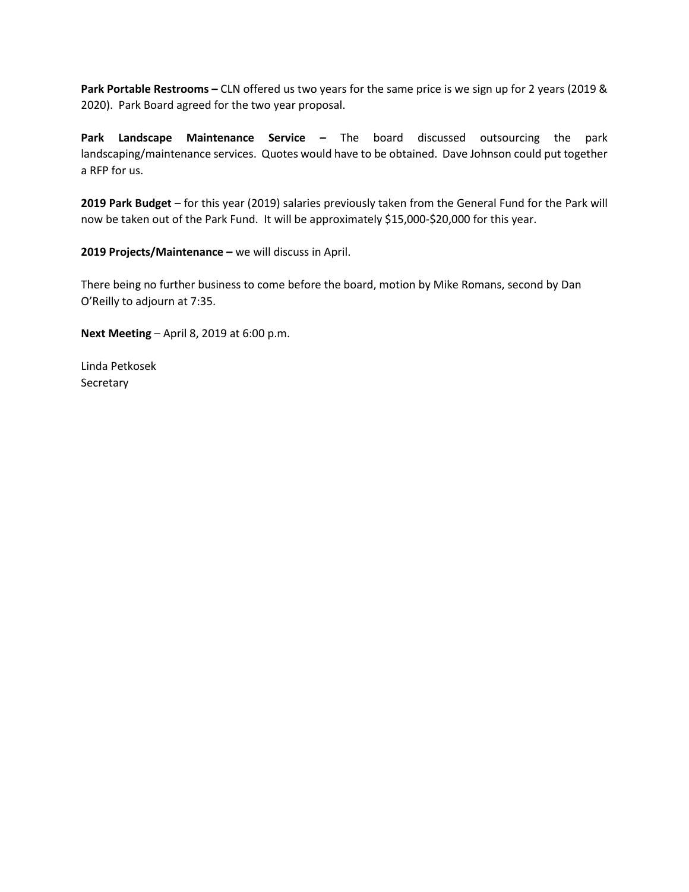**Park Portable Restrooms –** CLN offered us two years for the same price is we sign up for 2 years (2019 & 2020). Park Board agreed for the two year proposal.

**Park Landscape Maintenance Service –** The board discussed outsourcing the park landscaping/maintenance services. Quotes would have to be obtained. Dave Johnson could put together a RFP for us.

**2019 Park Budget** – for this year (2019) salaries previously taken from the General Fund for the Park will now be taken out of the Park Fund. It will be approximately $15,000-$20,000 for this year.

**2019 Projects/Maintenance –** we will discuss in April.

There being no further business to come before the board, motion by Mike Romans, second by Dan O'Reilly to adjourn at 7:35.

**Next Meeting** – April 8, 2019 at 6:00 p.m.

Linda Petkosek
Secretary